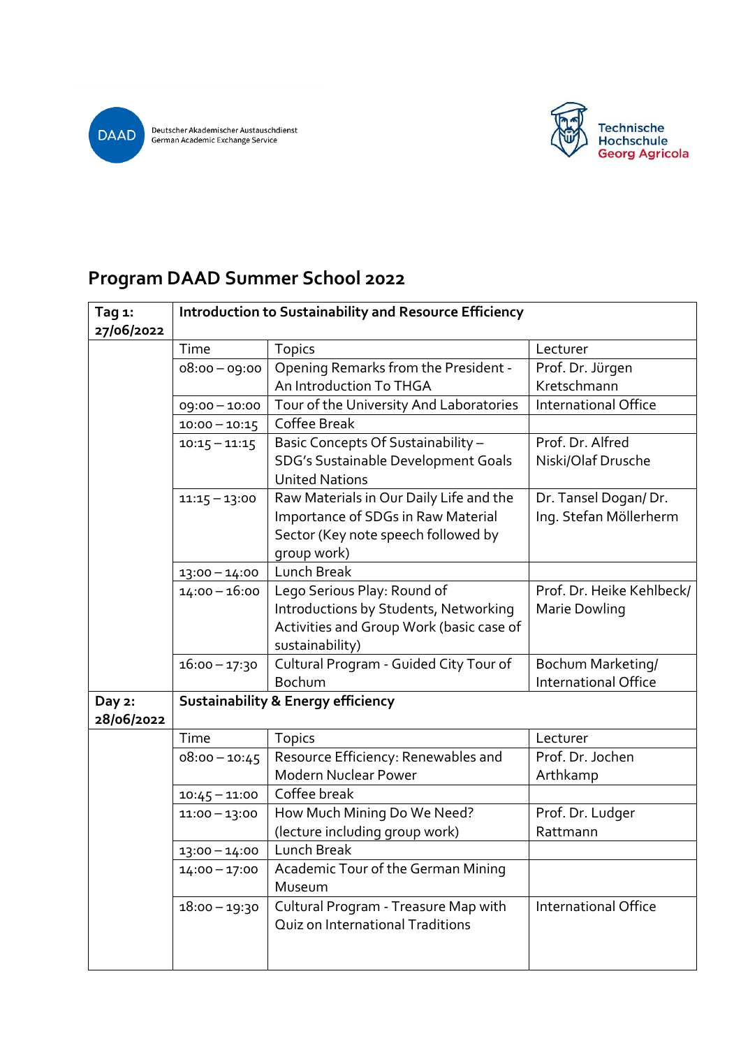Deutscher Akademischer Austauschdienst
German Academic Exchange Service

Technische Hochschule Georg Agricola

# Program DAAD Summer School 2022

| **Tag 1: 27/06/2022** | **Introduction to Sustainability and Resource Efficiency** | | |
|---|---|---|---|
| | Time | Topics | Lecturer |
| | 08:00 – 09:00 | Opening Remarks from the President - An Introduction To THGA | Prof. Dr. Jürgen Kretschmann |
| | 09:00 – 10:00 | Tour of the University And Laboratories | International Office |
| | 10:00 – 10:15 | Coffee Break | |
| | 10:15 – 11:15 | Basic Concepts Of Sustainability – SDG's Sustainable Development Goals United Nations | Prof. Dr. Alfred Niski/Olaf Drusche |
| | 11:15 – 13:00 | Raw Materials in Our Daily Life and the Importance of SDGs in Raw Material Sector (Key note speech followed by group work) | Dr. Tansel Dogan/ Dr. Ing. Stefan Möllerherm |
| | 13:00 – 14:00 | Lunch Break | |
| | 14:00 – 16:00 | Lego Serious Play: Round of Introductions by Students, Networking Activities and Group Work (basic case of sustainability) | Prof. Dr. Heike Kehlbeck/ Marie Dowling |
| | 16:00 – 17:30 | Cultural Program - Guided City Tour of Bochum | Bochum Marketing/ International Office |
| **Day 2: 28/06/2022** | **Sustainability & Energy efficiency** | | |
| | Time | Topics | Lecturer |
| | 08:00 – 10:45 | Resource Efficiency: Renewables and Modern Nuclear Power | Prof. Dr. Jochen Arthkamp |
| | 10:45 – 11:00 | Coffee break | |
| | 11:00 – 13:00 | How Much Mining Do We Need? (lecture including group work) | Prof. Dr. Ludger Rattmann |
| | 13:00 – 14:00 | Lunch Break | |
| | 14:00 – 17:00 | Academic Tour of the German Mining Museum | |
| | 18:00 – 19:30 | Cultural Program - Treasure Map with Quiz on International Traditions | International Office |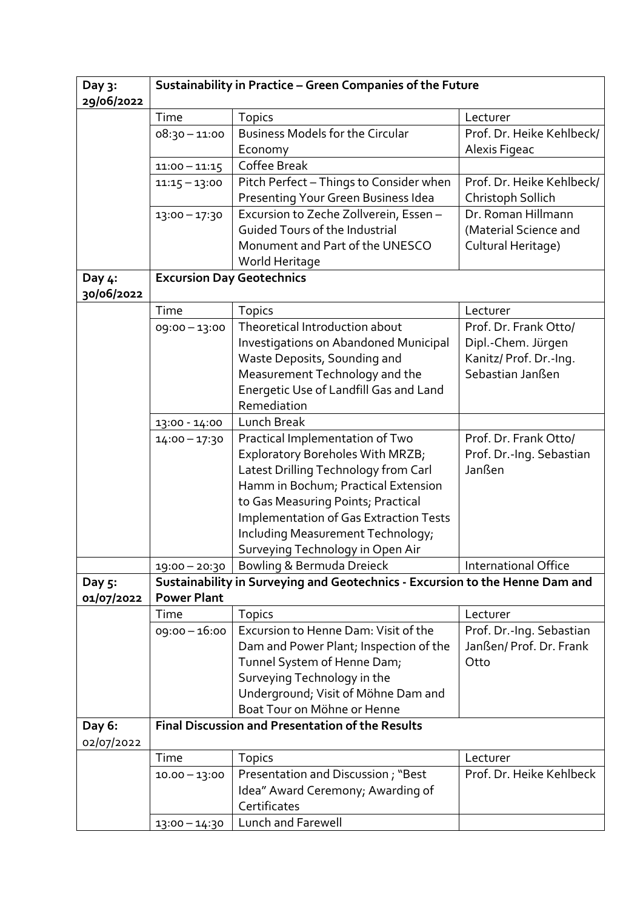| | | | |
|---|---|---|---|
| **Day 3: 29/06/2022** | **Sustainability in Practice – Green Companies of the Future** | | |
| | Time | Topics | Lecturer |
| | 08:30 – 11:00 | Business Models for the Circular Economy | Prof. Dr. Heike Kehlbeck/ Alexis Figeac |
| | 11:00 – 11:15 | Coffee Break | |
| | 11:15 – 13:00 | Pitch Perfect – Things to Consider when Presenting Your Green Business Idea | Prof. Dr. Heike Kehlbeck/ Christoph Sollich |
| | 13:00 – 17:30 | Excursion to Zeche Zollverein, Essen – Guided Tours of the Industrial Monument and Part of the UNESCO World Heritage | Dr. Roman Hillmann (Material Science and Cultural Heritage) |
| **Day 4: 30/06/2022** | **Excursion Day Geotechnics** | | |
| | Time | Topics | Lecturer |
| | 09:00 – 13:00 | Theoretical Introduction about Investigations on Abandoned Municipal Waste Deposits, Sounding and Measurement Technology and the Energetic Use of Landfill Gas and Land Remediation | Prof. Dr. Frank Otto/ Dipl.-Chem. Jürgen Kanitz/ Prof. Dr.-Ing. Sebastian Janßen |
| | 13:00 - 14:00 | Lunch Break | |
| | 14:00 – 17:30 | Practical Implementation of Two Exploratory Boreholes With MRZB; Latest Drilling Technology from Carl Hamm in Bochum; Practical Extension to Gas Measuring Points; Practical Implementation of Gas Extraction Tests Including Measurement Technology; Surveying Technology in Open Air | Prof. Dr. Frank Otto/ Prof. Dr.-Ing. Sebastian Janßen |
| | 19:00 – 20:30 | Bowling & Bermuda Dreieck | International Office |
| **Day 5: 01/07/2022** | **Sustainability in Surveying and Geotechnics - Excursion to the Henne Dam and Power Plant** | | |
| | Time | Topics | Lecturer |
| | 09:00 – 16:00 | Excursion to Henne Dam: Visit of the Dam and Power Plant; Inspection of the Tunnel System of Henne Dam; Surveying Technology in the Underground; Visit of Möhne Dam and Boat Tour on Möhne or Henne | Prof. Dr.-Ing. Sebastian Janßen/ Prof. Dr. Frank Otto |
| **Day 6:** 02/07/2022 | **Final Discussion and Presentation of the Results** | | |
| | Time | Topics | Lecturer |
| | 10.00 – 13:00 | Presentation and Discussion ; "Best Idea" Award Ceremony; Awarding of Certificates | Prof. Dr. Heike Kehlbeck |
| | 13:00 – 14:30 | Lunch and Farewell | |